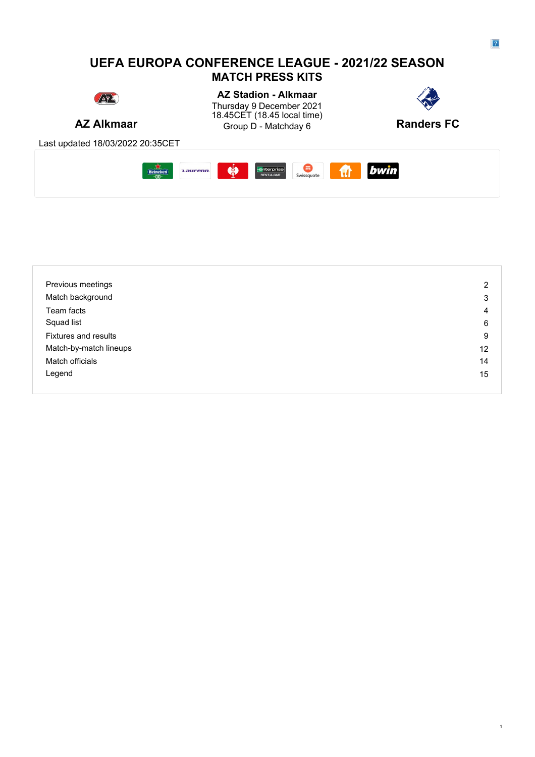# UEFA EUROPA CONFERENCE LEAGUE - 2021/22 SEASON

## MATCH PRESS KITS

**AZ Alkmaar**

**AZ Stadion - Alkmaar**
Thursday 9 December 2021
18.45CET (18.45 local time)
Group D - Matchday 6

**Randers FC**

Last updated 18/03/2022 20:35CET

| | |
|---|---|
| Previous meetings | 2 |
| Match background | 3 |
| Team facts | 4 |
| Squad list | 6 |
| Fixtures and results | 9 |
| Match-by-match lineups | 12 |
| Match officials | 14 |
| Legend | 15 |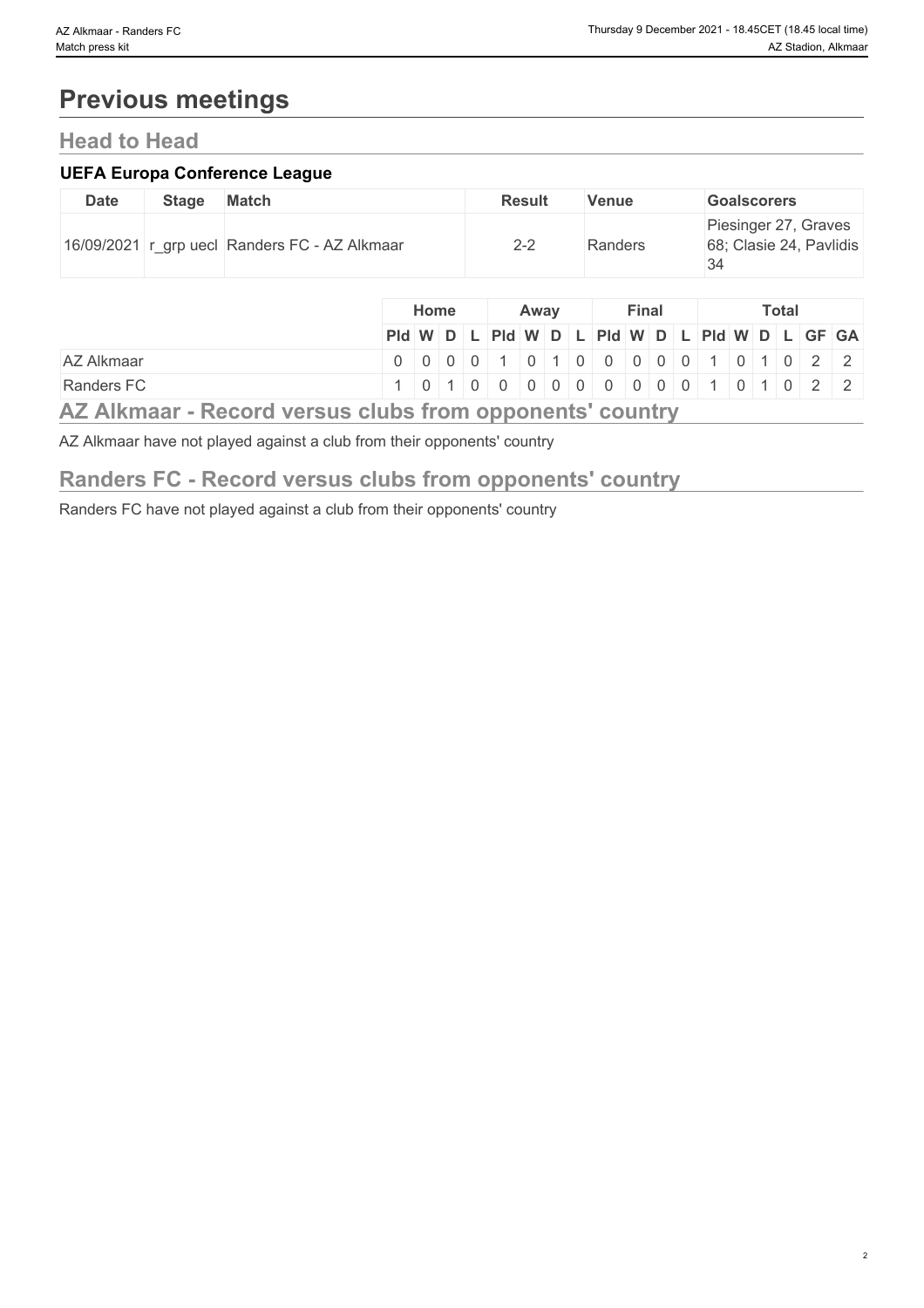# Previous meetings

## Head to Head

### UEFA Europa Conference League

| Date | Stage | Match | Result | Venue | Goalscorers |
|---|---|---|---|---|---|
| 16/09/2021 | r_grp uecl | Randers FC - AZ Alkmaar | 2-2 | Randers | Piesinger 27, Graves 68; Clasie 24, Pavlidis 34 |

| | Home | | | | Away | | | | Final | | | | Total | | | | | |
|---|---|---|---|---|---|---|---|---|---|---|---|---|---|---|---|---|---|---|
| | Pld | W | D | L | Pld | W | D | L | Pld | W | D | L | Pld | W | D | L | GF | GA |
| AZ Alkmaar | 0 | 0 | 0 | 0 | 1 | 0 | 1 | 0 | 0 | 0 | 0 | 0 | 1 | 0 | 1 | 0 | 2 | 2 |
| Randers FC | 1 | 0 | 1 | 0 | 0 | 0 | 0 | 0 | 0 | 0 | 0 | 0 | 1 | 0 | 1 | 0 | 2 | 2 |

## AZ Alkmaar - Record versus clubs from opponents' country

AZ Alkmaar have not played against a club from their opponents' country

## Randers FC - Record versus clubs from opponents' country

Randers FC have not played against a club from their opponents' country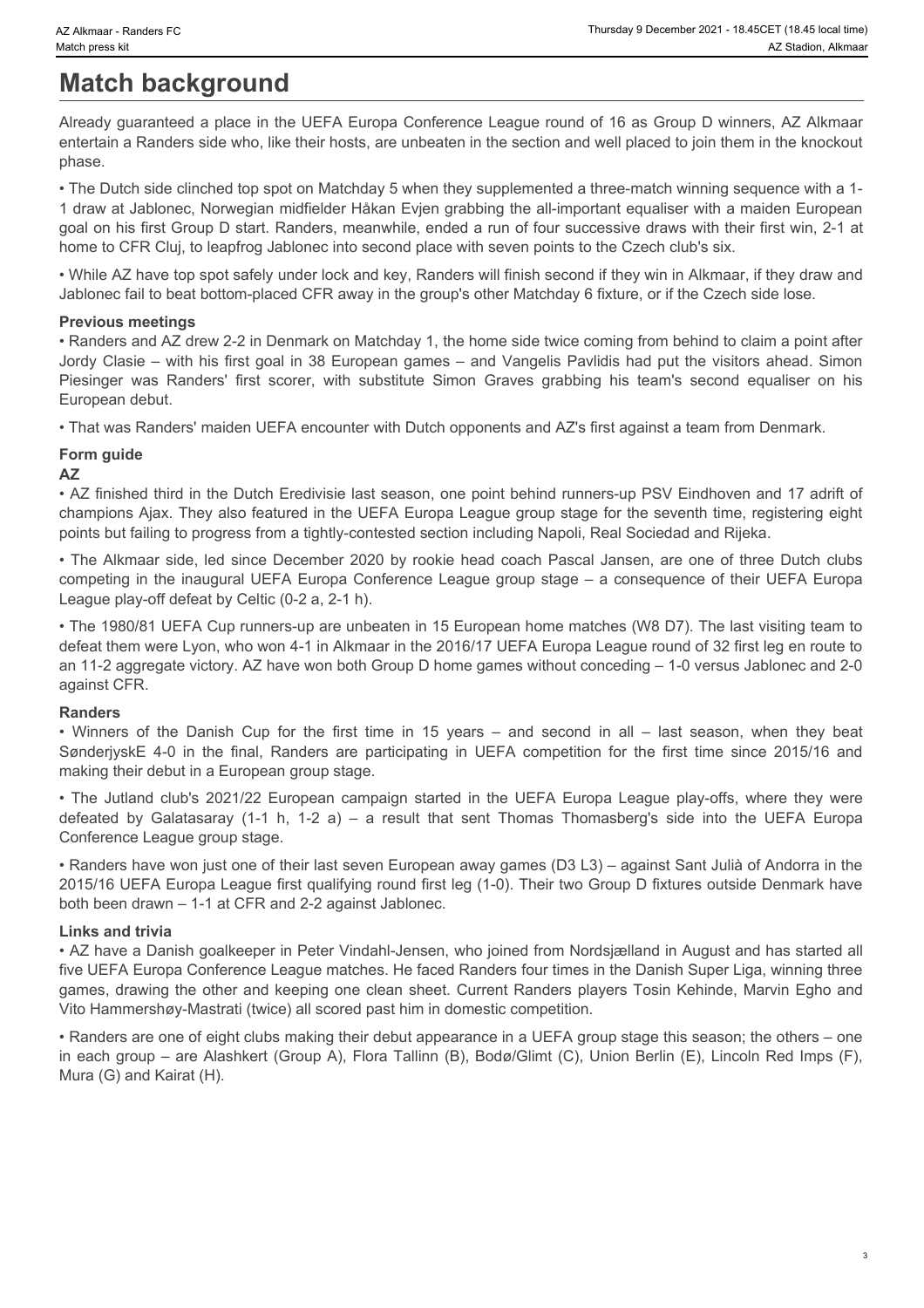# Match background

Already guaranteed a place in the UEFA Europa Conference League round of 16 as Group D winners, AZ Alkmaar entertain a Randers side who, like their hosts, are unbeaten in the section and well placed to join them in the knockout phase.

• The Dutch side clinched top spot on Matchday 5 when they supplemented a three-match winning sequence with a 1-1 draw at Jablonec, Norwegian midfielder Håkan Evjen grabbing the all-important equaliser with a maiden European goal on his first Group D start. Randers, meanwhile, ended a run of four successive draws with their first win, 2-1 at home to CFR Cluj, to leapfrog Jablonec into second place with seven points to the Czech club's six.

• While AZ have top spot safely under lock and key, Randers will finish second if they win in Alkmaar, if they draw and Jablonec fail to beat bottom-placed CFR away in the group's other Matchday 6 fixture, or if the Czech side lose.

### Previous meetings

• Randers and AZ drew 2-2 in Denmark on Matchday 1, the home side twice coming from behind to claim a point after Jordy Clasie – with his first goal in 38 European games – and Vangelis Pavlidis had put the visitors ahead. Simon Piesinger was Randers' first scorer, with substitute Simon Graves grabbing his team's second equaliser on his European debut.

• That was Randers' maiden UEFA encounter with Dutch opponents and AZ's first against a team from Denmark.

### Form guide

**AZ**

• AZ finished third in the Dutch Eredivisie last season, one point behind runners-up PSV Eindhoven and 17 adrift of champions Ajax. They also featured in the UEFA Europa League group stage for the seventh time, registering eight points but failing to progress from a tightly-contested section including Napoli, Real Sociedad and Rijeka.

• The Alkmaar side, led since December 2020 by rookie head coach Pascal Jansen, are one of three Dutch clubs competing in the inaugural UEFA Europa Conference League group stage – a consequence of their UEFA Europa League play-off defeat by Celtic (0-2 a, 2-1 h).

• The 1980/81 UEFA Cup runners-up are unbeaten in 15 European home matches (W8 D7). The last visiting team to defeat them were Lyon, who won 4-1 in Alkmaar in the 2016/17 UEFA Europa League round of 32 first leg en route to an 11-2 aggregate victory. AZ have won both Group D home games without conceding – 1-0 versus Jablonec and 2-0 against CFR.

**Randers**

• Winners of the Danish Cup for the first time in 15 years – and second in all – last season, when they beat SønderjyskE 4-0 in the final, Randers are participating in UEFA competition for the first time since 2015/16 and making their debut in a European group stage.

• The Jutland club's 2021/22 European campaign started in the UEFA Europa League play-offs, where they were defeated by Galatasaray (1-1 h, 1-2 a) – a result that sent Thomas Thomasberg's side into the UEFA Europa Conference League group stage.

• Randers have won just one of their last seven European away games (D3 L3) – against Sant Julià of Andorra in the 2015/16 UEFA Europa League first qualifying round first leg (1-0). Their two Group D fixtures outside Denmark have both been drawn – 1-1 at CFR and 2-2 against Jablonec.

### Links and trivia

• AZ have a Danish goalkeeper in Peter Vindahl-Jensen, who joined from Nordsjælland in August and has started all five UEFA Europa Conference League matches. He faced Randers four times in the Danish Super Liga, winning three games, drawing the other and keeping one clean sheet. Current Randers players Tosin Kehinde, Marvin Egho and Vito Hammershøy-Mastrati (twice) all scored past him in domestic competition.

• Randers are one of eight clubs making their debut appearance in a UEFA group stage this season; the others – one in each group – are Alashkert (Group A), Flora Tallinn (B), Bodø/Glimt (C), Union Berlin (E), Lincoln Red Imps (F), Mura (G) and Kairat (H).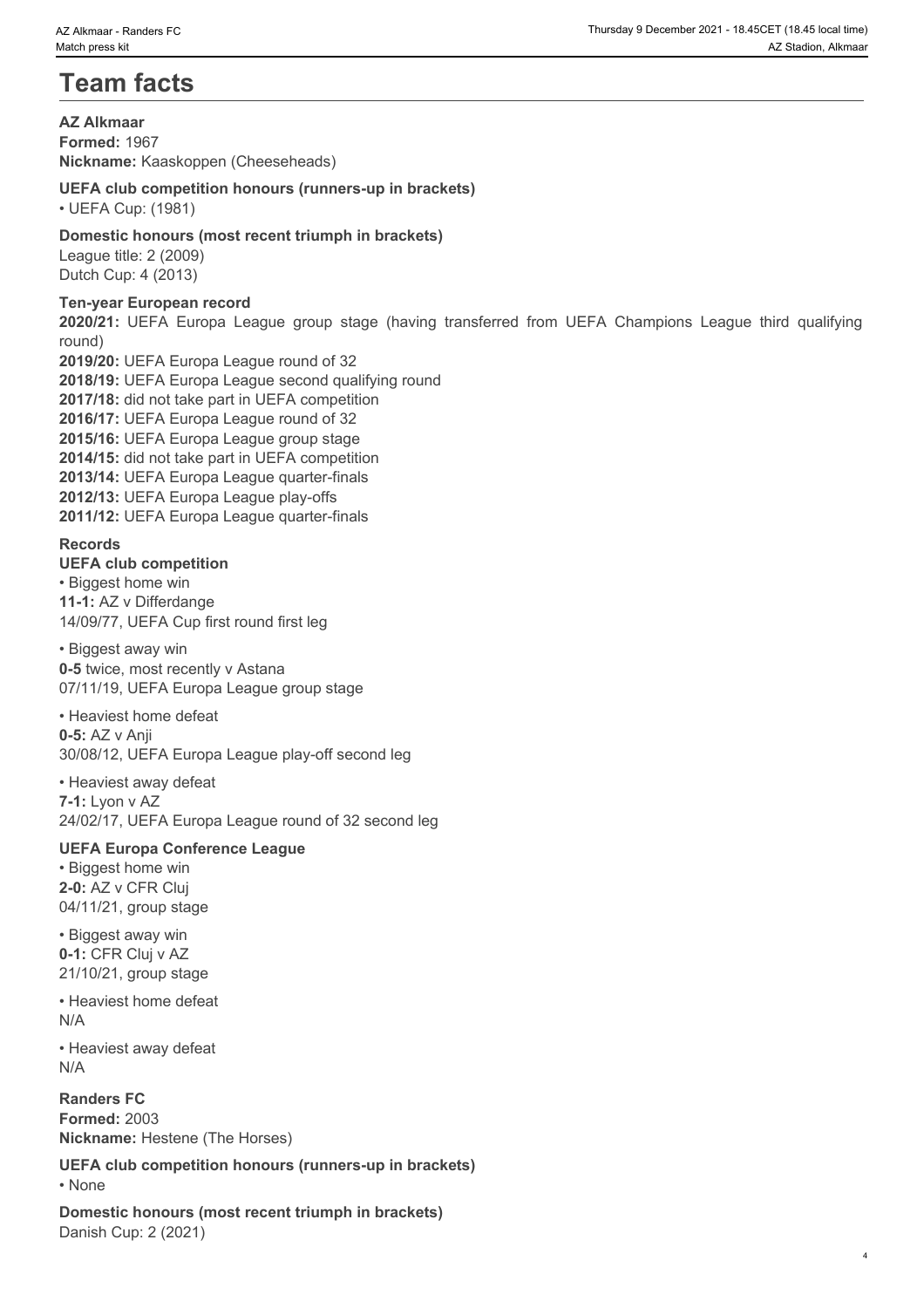# Team facts

**AZ Alkmaar**
**Formed:** 1967
**Nickname:** Kaaskoppen (Cheeseheads)

**UEFA club competition honours (runners-up in brackets)**
- UEFA Cup: (1981)

**Domestic honours (most recent triumph in brackets)**
League title: 2 (2009)
Dutch Cup: 4 (2013)

**Ten-year European record**
**2020/21:** UEFA Europa League group stage (having transferred from UEFA Champions League third qualifying round)
**2019/20:** UEFA Europa League round of 32
**2018/19:** UEFA Europa League second qualifying round
**2017/18:** did not take part in UEFA competition
**2016/17:** UEFA Europa League round of 32
**2015/16:** UEFA Europa League group stage
**2014/15:** did not take part in UEFA competition
**2013/14:** UEFA Europa League quarter-finals
**2012/13:** UEFA Europa League play-offs
**2011/12:** UEFA Europa League quarter-finals

**Records**
**UEFA club competition**

- Biggest home win
**11-1:** AZ v Differdange
14/09/77, UEFA Cup first round first leg

- Biggest away win
**0-5** twice, most recently v Astana
07/11/19, UEFA Europa League group stage

- Heaviest home defeat
**0-5:** AZ v Anji
30/08/12, UEFA Europa League play-off second leg

- Heaviest away defeat
**7-1:** Lyon v AZ
24/02/17, UEFA Europa League round of 32 second leg

**UEFA Europa Conference League**

- Biggest home win
**2-0:** AZ v CFR Cluj
04/11/21, group stage

- Biggest away win
**0-1:** CFR Cluj v AZ
21/10/21, group stage

- Heaviest home defeat
N/A

- Heaviest away defeat
N/A

**Randers FC**
**Formed:** 2003
**Nickname:** Hestene (The Horses)

**UEFA club competition honours (runners-up in brackets)**
- None

**Domestic honours (most recent triumph in brackets)**
Danish Cup: 2 (2021)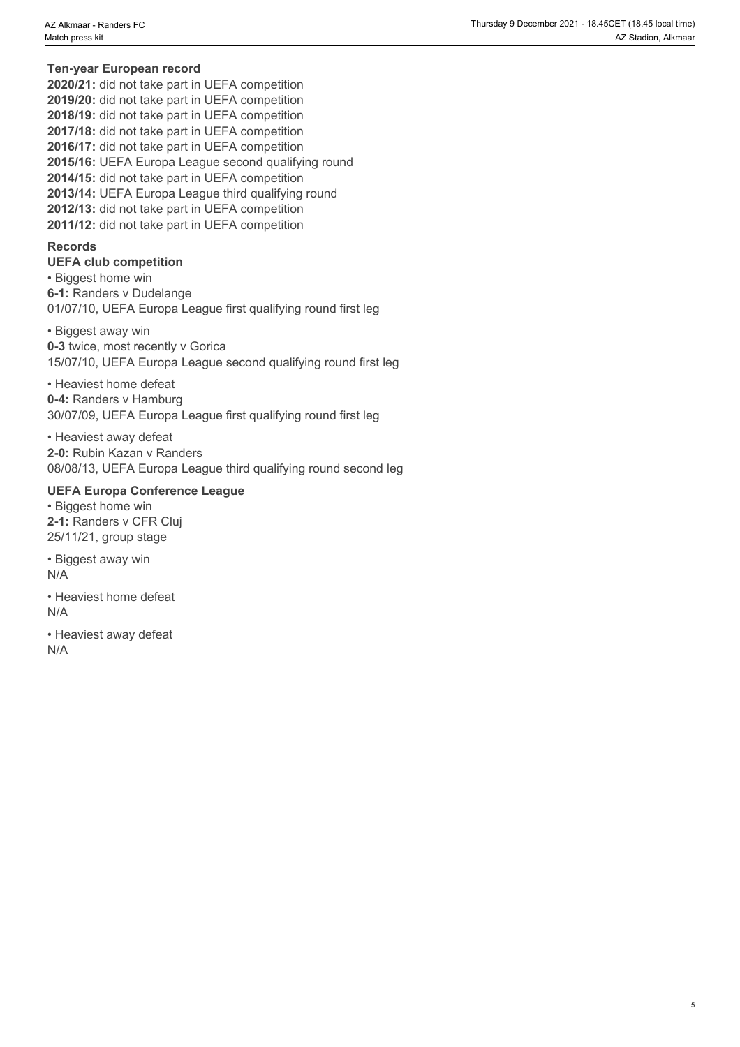## Ten-year European record

**2020/21:** did not take part in UEFA competition
**2019/20:** did not take part in UEFA competition
**2018/19:** did not take part in UEFA competition
**2017/18:** did not take part in UEFA competition
**2016/17:** did not take part in UEFA competition
**2015/16:** UEFA Europa League second qualifying round
**2014/15:** did not take part in UEFA competition
**2013/14:** UEFA Europa League third qualifying round
**2012/13:** did not take part in UEFA competition
**2011/12:** did not take part in UEFA competition

## Records

### UEFA club competition

• Biggest home win
**6-1:** Randers v Dudelange
01/07/10, UEFA Europa League first qualifying round first leg

• Biggest away win
**0-3** twice, most recently v Gorica
15/07/10, UEFA Europa League second qualifying round first leg

• Heaviest home defeat
**0-4:** Randers v Hamburg
30/07/09, UEFA Europa League first qualifying round first leg

• Heaviest away defeat
**2-0:** Rubin Kazan v Randers
08/08/13, UEFA Europa League third qualifying round second leg

### UEFA Europa Conference League

• Biggest home win
**2-1:** Randers v CFR Cluj
25/11/21, group stage

• Biggest away win
N/A

• Heaviest home defeat
N/A

• Heaviest away defeat
N/A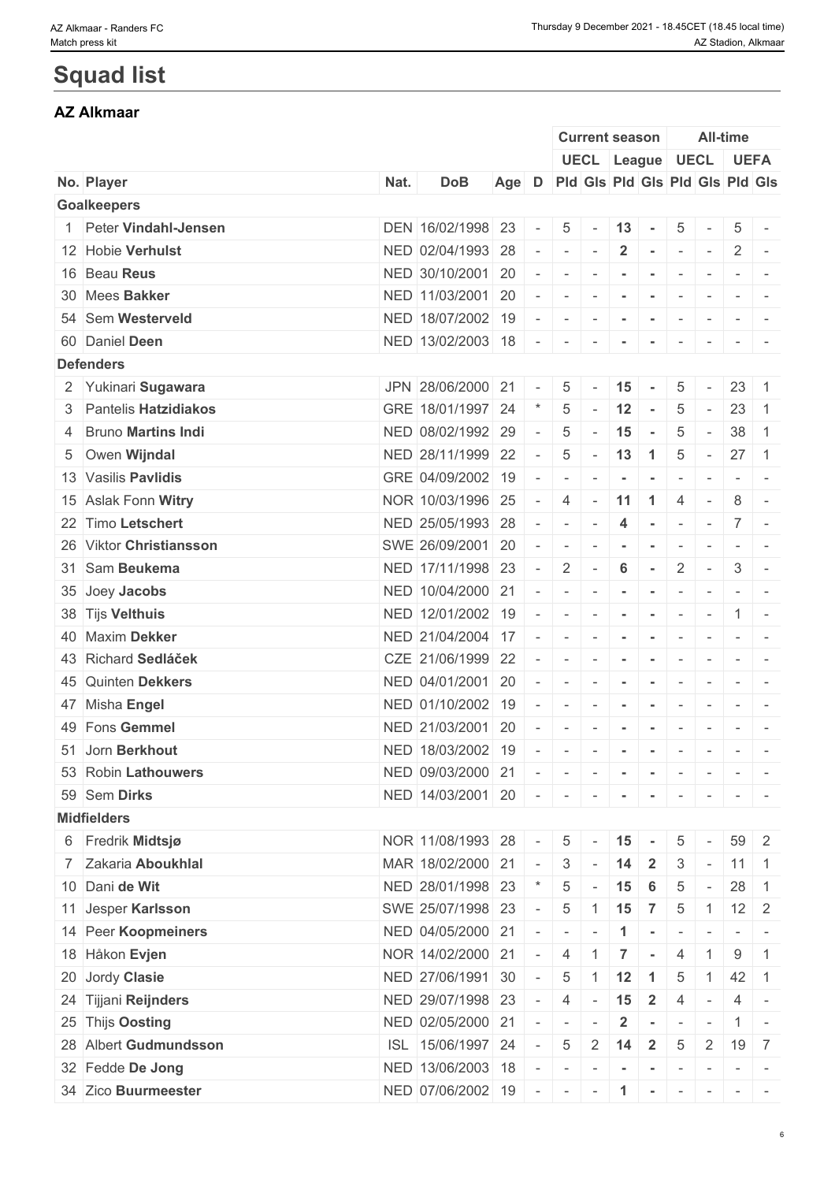# Squad list

## AZ Alkmaar

| | | | | | | Current season | | | | All-time | | | |
|---|---|---|---|---|---|---|---|---|---|---|---|---|---|
| | | | | | | UECL | | League | | UECL | | UEFA | |
| No. | Player | Nat. | DoB | Age | D | Pld | Gls | Pld | Gls | Pld | Gls | Pld | Gls |
| **Goalkeepers** | | | | | | | | | | | | | |
| 1 | Peter **Vindahl-Jensen** | DEN | 16/02/1998 | 23 | - | 5 | - | 13 | - | 5 | - | 5 | - |
| 12 | Hobie **Verhulst** | NED | 02/04/1993 | 28 | - | - | - | 2 | - | - | - | 2 | - |
| 16 | Beau **Reus** | NED | 30/10/2001 | 20 | - | - | - | - | - | - | - | - | - |
| 30 | Mees **Bakker** | NED | 11/03/2001 | 20 | - | - | - | - | - | - | - | - | - |
| 54 | Sem **Westerveld** | NED | 18/07/2002 | 19 | - | - | - | - | - | - | - | - | - |
| 60 | Daniel **Deen** | NED | 13/02/2003 | 18 | - | - | - | - | - | - | - | - | - |
| **Defenders** | | | | | | | | | | | | | |
| 2 | Yukinari **Sugawara** | JPN | 28/06/2000 | 21 | - | 5 | - | 15 | - | 5 | - | 23 | 1 |
| 3 | Pantelis **Hatzidiakos** | GRE | 18/01/1997 | 24 | * | 5 | - | 12 | - | 5 | - | 23 | 1 |
| 4 | Bruno **Martins Indi** | NED | 08/02/1992 | 29 | - | 5 | - | 15 | - | 5 | - | 38 | 1 |
| 5 | Owen **Wijndal** | NED | 28/11/1999 | 22 | - | 5 | - | 13 | 1 | 5 | - | 27 | 1 |
| 13 | Vasilis **Pavlidis** | GRE | 04/09/2002 | 19 | - | - | - | - | - | - | - | - | - |
| 15 | Aslak Fonn **Witry** | NOR | 10/03/1996 | 25 | - | 4 | - | 11 | 1 | 4 | - | 8 | - |
| 22 | Timo **Letschert** | NED | 25/05/1993 | 28 | - | - | - | 4 | - | - | - | 7 | - |
| 26 | Viktor **Christiansson** | SWE | 26/09/2001 | 20 | - | - | - | - | - | - | - | - | - |
| 31 | Sam **Beukema** | NED | 17/11/1998 | 23 | - | 2 | - | 6 | - | 2 | - | 3 | - |
| 35 | Joey **Jacobs** | NED | 10/04/2000 | 21 | - | - | - | - | - | - | - | - | - |
| 38 | Tijs **Velthuis** | NED | 12/01/2002 | 19 | - | - | - | - | - | - | - | 1 | - |
| 40 | Maxim **Dekker** | NED | 21/04/2004 | 17 | - | - | - | - | - | - | - | - | - |
| 43 | Richard **Sedláček** | CZE | 21/06/1999 | 22 | - | - | - | - | - | - | - | - | - |
| 45 | Quinten **Dekkers** | NED | 04/01/2001 | 20 | - | - | - | - | - | - | - | - | - |
| 47 | Misha **Engel** | NED | 01/10/2002 | 19 | - | - | - | - | - | - | - | - | - |
| 49 | Fons **Gemmel** | NED | 21/03/2001 | 20 | - | - | - | - | - | - | - | - | - |
| 51 | Jorn **Berkhout** | NED | 18/03/2002 | 19 | - | - | - | - | - | - | - | - | - |
| 53 | Robin **Lathouwers** | NED | 09/03/2000 | 21 | - | - | - | - | - | - | - | - | - |
| 59 | Sem **Dirks** | NED | 14/03/2001 | 20 | - | - | - | - | - | - | - | - | - |
| **Midfielders** | | | | | | | | | | | | | |
| 6 | Fredrik **Midtsjø** | NOR | 11/08/1993 | 28 | - | 5 | - | 15 | - | 5 | - | 59 | 2 |
| 7 | Zakaria **Aboukhlal** | MAR | 18/02/2000 | 21 | - | 3 | - | 14 | 2 | 3 | - | 11 | 1 |
| 10 | Dani **de Wit** | NED | 28/01/1998 | 23 | * | 5 | - | 15 | 6 | 5 | - | 28 | 1 |
| 11 | Jesper **Karlsson** | SWE | 25/07/1998 | 23 | - | 5 | 1 | 15 | 7 | 5 | 1 | 12 | 2 |
| 14 | Peer **Koopmeiners** | NED | 04/05/2000 | 21 | - | - | - | 1 | - | - | - | - | - |
| 18 | Håkon **Evjen** | NOR | 14/02/2000 | 21 | - | 4 | 1 | 7 | - | 4 | 1 | 9 | 1 |
| 20 | Jordy **Clasie** | NED | 27/06/1991 | 30 | - | 5 | 1 | 12 | 1 | 5 | 1 | 42 | 1 |
| 24 | Tijjani **Reijnders** | NED | 29/07/1998 | 23 | - | 4 | - | 15 | 2 | 4 | - | 4 | - |
| 25 | Thijs **Oosting** | NED | 02/05/2000 | 21 | - | - | - | 2 | - | - | - | 1 | - |
| 28 | Albert **Gudmundsson** | ISL | 15/06/1997 | 24 | - | 5 | 2 | 14 | 2 | 5 | 2 | 19 | 7 |
| 32 | Fedde **De Jong** | NED | 13/06/2003 | 18 | - | - | - | - | - | - | - | - | - |
| 34 | Zico **Buurmeester** | NED | 07/06/2002 | 19 | - | - | - | 1 | - | - | - | - | - |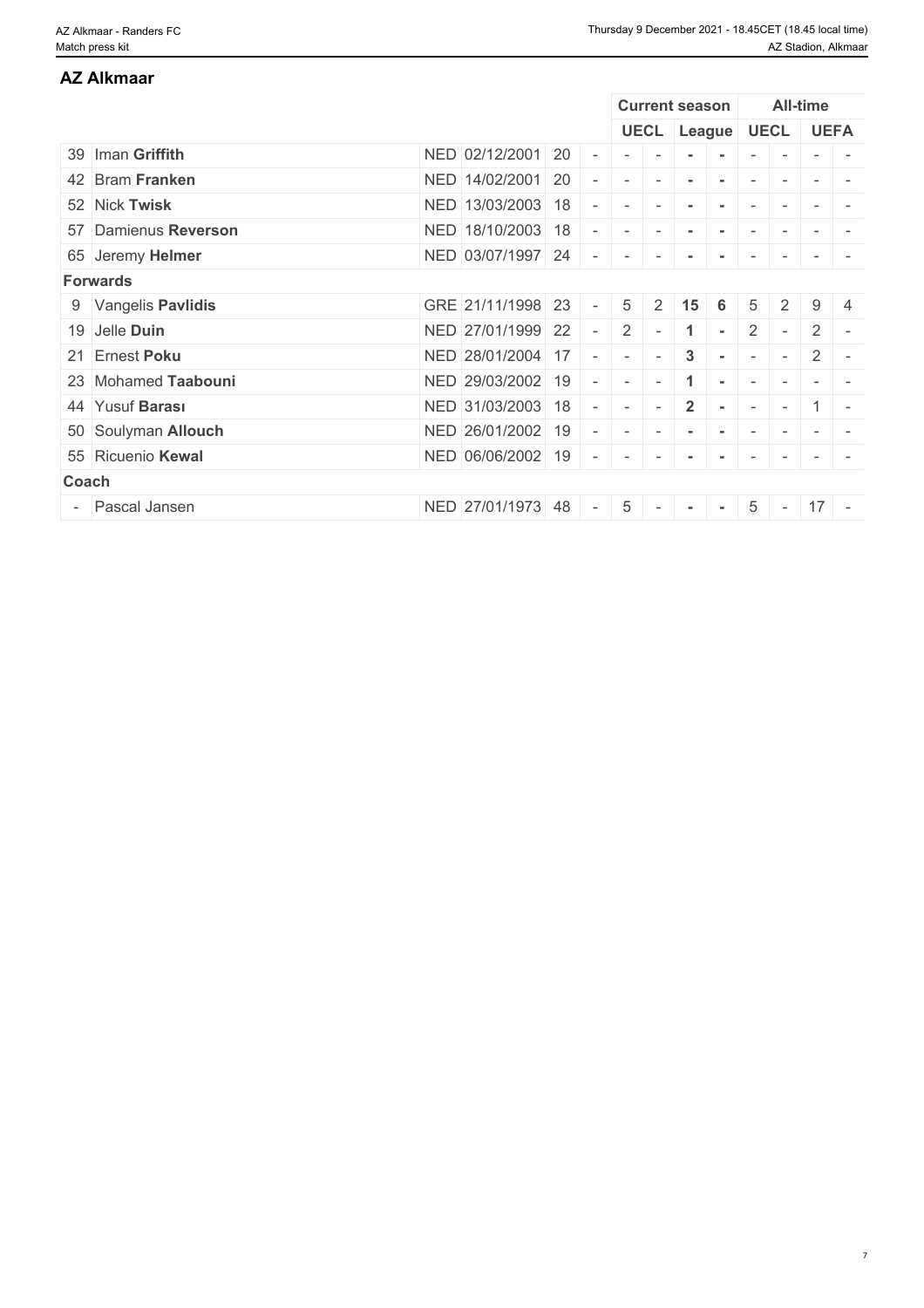## AZ Alkmaar

| | | | | | Current season | | | | All-time | | | |
|---|---|---|---|---|---|---|---|---|---|---|---|---|
| | | | | | UECL | | League | | UECL | | UEFA | |
| 39 | Iman **Griffith** | NED | 02/12/2001 | 20 | - | - | - | - | - | - | - | - |
| 42 | Bram **Franken** | NED | 14/02/2001 | 20 | - | - | - | - | - | - | - | - |
| 52 | Nick **Twisk** | NED | 13/03/2003 | 18 | - | - | - | - | - | - | - | - |
| 57 | Damienus **Reverson** | NED | 18/10/2003 | 18 | - | - | - | - | - | - | - | - |
| 65 | Jeremy **Helmer** | NED | 03/07/1997 | 24 | - | - | - | - | - | - | - | - |
| **Forwards** | | | | | | | | | | | | |
| 9 | Vangelis **Pavlidis** | GRE | 21/11/1998 | 23 | 5 | 2 | **15** | **6** | 5 | 2 | 9 | 4 |
| 19 | Jelle **Duin** | NED | 27/01/1999 | 22 | 2 | - | **1** | - | 2 | - | 2 | - |
| 21 | Ernest **Poku** | NED | 28/01/2004 | 17 | - | - | **3** | - | - | - | 2 | - |
| 23 | Mohamed **Taabouni** | NED | 29/03/2002 | 19 | - | - | **1** | - | - | - | - | - |
| 44 | Yusuf **Barası** | NED | 31/03/2003 | 18 | - | - | **2** | - | - | - | 1 | - |
| 50 | Soulyman **Allouch** | NED | 26/01/2002 | 19 | - | - | - | - | - | - | - | - |
| 55 | Ricuenio **Kewal** | NED | 06/06/2002 | 19 | - | - | - | - | - | - | - | - |
| **Coach** | | | | | | | | | | | | |
| - | Pascal Jansen | NED | 27/01/1973 | 48 | 5 | - | - | - | 5 | - | 17 | - |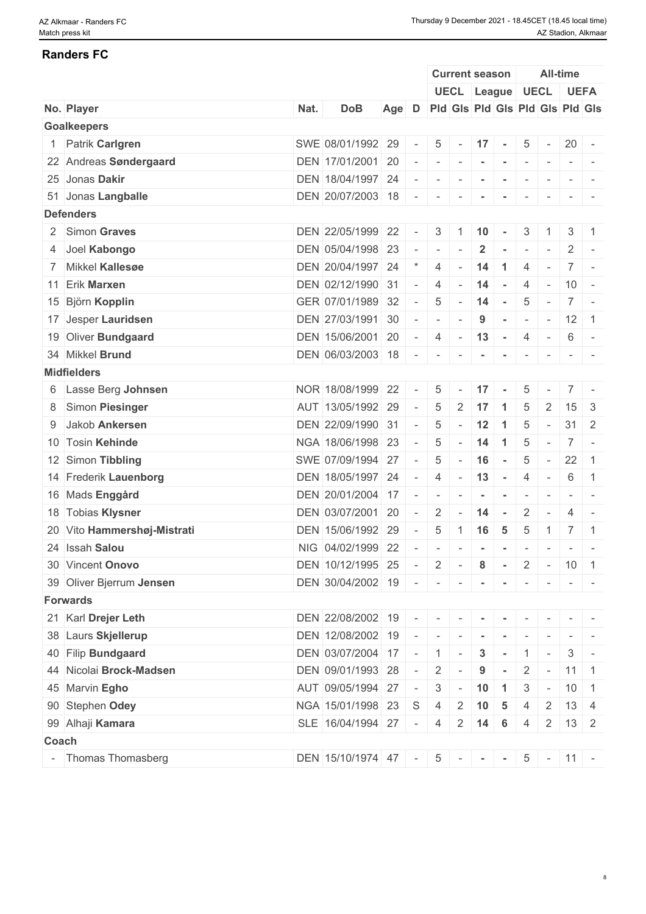## Randers FC

| | | | | | | Current season | | | | All-time | | | |
|---|---|---|---|---|---|---|---|---|---|---|---|---|---|
| | | | | | | UECL | | League | | UECL | | UEFA | |
| No. | Player | Nat. | DoB | Age | D | Pld | Gls | Pld | Gls | Pld | Gls | Pld | Gls |
| **Goalkeepers** | | | | | | | | | | | | | |
| 1 | Patrik **Carlgren** | SWE | 08/01/1992 | 29 | - | 5 | - | **17** | **-** | 5 | - | 20 | - |
| 22 | Andreas **Søndergaard** | DEN | 17/01/2001 | 20 | - | - | - | **-** | **-** | - | - | - | - |
| 25 | Jonas **Dakir** | DEN | 18/04/1997 | 24 | - | - | - | **-** | **-** | - | - | - | - |
| 51 | Jonas **Langballe** | DEN | 20/07/2003 | 18 | - | - | - | **-** | **-** | - | - | - | - |
| **Defenders** | | | | | | | | | | | | | |
| 2 | Simon **Graves** | DEN | 22/05/1999 | 22 | - | 3 | 1 | **10** | **-** | 3 | 1 | 3 | 1 |
| 4 | Joel **Kabongo** | DEN | 05/04/1998 | 23 | - | - | - | **2** | **-** | - | - | 2 | - |
| 7 | Mikkel **Kallesøe** | DEN | 20/04/1997 | 24 | * | 4 | - | **14** | **1** | 4 | - | 7 | - |
| 11 | Erik **Marxen** | DEN | 02/12/1990 | 31 | - | 4 | - | **14** | **-** | 4 | - | 10 | - |
| 15 | Björn **Kopplin** | GER | 07/01/1989 | 32 | - | 5 | - | **14** | **-** | 5 | - | 7 | - |
| 17 | Jesper **Lauridsen** | DEN | 27/03/1991 | 30 | - | - | - | **9** | **-** | - | - | 12 | 1 |
| 19 | Oliver **Bundgaard** | DEN | 15/06/2001 | 20 | - | 4 | - | **13** | **-** | 4 | - | 6 | - |
| 34 | Mikkel **Brund** | DEN | 06/03/2003 | 18 | - | - | - | **-** | **-** | - | - | - | - |
| **Midfielders** | | | | | | | | | | | | | |
| 6 | Lasse Berg **Johnsen** | NOR | 18/08/1999 | 22 | - | 5 | - | **17** | **-** | 5 | - | 7 | - |
| 8 | Simon **Piesinger** | AUT | 13/05/1992 | 29 | - | 5 | 2 | **17** | **1** | 5 | 2 | 15 | 3 |
| 9 | Jakob **Ankersen** | DEN | 22/09/1990 | 31 | - | 5 | - | **12** | **1** | 5 | - | 31 | 2 |
| 10 | Tosin **Kehinde** | NGA | 18/06/1998 | 23 | - | 5 | - | **14** | **1** | 5 | - | 7 | - |
| 12 | Simon **Tibbling** | SWE | 07/09/1994 | 27 | - | 5 | - | **16** | **-** | 5 | - | 22 | 1 |
| 14 | Frederik **Lauenborg** | DEN | 18/05/1997 | 24 | - | 4 | - | **13** | **-** | 4 | - | 6 | 1 |
| 16 | Mads **Enggård** | DEN | 20/01/2004 | 17 | - | - | - | **-** | **-** | - | - | - | - |
| 18 | Tobias **Klysner** | DEN | 03/07/2001 | 20 | - | 2 | - | **14** | **-** | 2 | - | 4 | - |
| 20 | Vito **Hammershøj-Mistrati** | DEN | 15/06/1992 | 29 | - | 5 | 1 | **16** | **5** | 5 | 1 | 7 | 1 |
| 24 | Issah **Salou** | NIG | 04/02/1999 | 22 | - | - | - | **-** | **-** | - | - | - | - |
| 30 | Vincent **Onovo** | DEN | 10/12/1995 | 25 | - | 2 | - | **8** | **-** | 2 | - | 10 | 1 |
| 39 | Oliver Bjerrum **Jensen** | DEN | 30/04/2002 | 19 | - | - | - | **-** | **-** | - | - | - | - |
| **Forwards** | | | | | | | | | | | | | |
| 21 | Karl **Drejer Leth** | DEN | 22/08/2002 | 19 | - | - | - | **-** | **-** | - | - | - | - |
| 38 | Laurs **Skjellerup** | DEN | 12/08/2002 | 19 | - | - | - | **-** | **-** | - | - | - | - |
| 40 | Filip **Bundgaard** | DEN | 03/07/2004 | 17 | - | 1 | - | **3** | **-** | 1 | - | 3 | - |
| 44 | Nicolai **Brock-Madsen** | DEN | 09/01/1993 | 28 | - | 2 | - | **9** | **-** | 2 | - | 11 | 1 |
| 45 | Marvin **Egho** | AUT | 09/05/1994 | 27 | - | 3 | - | **10** | **1** | 3 | - | 10 | 1 |
| 90 | Stephen **Odey** | NGA | 15/01/1998 | 23 | S | 4 | 2 | **10** | **5** | 4 | 2 | 13 | 4 |
| 99 | Alhaji **Kamara** | SLE | 16/04/1994 | 27 | - | 4 | 2 | **14** | **6** | 4 | 2 | 13 | 2 |
| **Coach** | | | | | | | | | | | | | |
| - | Thomas Thomasberg | DEN | 15/10/1974 | 47 | - | 5 | - | **-** | **-** | 5 | - | 11 | - |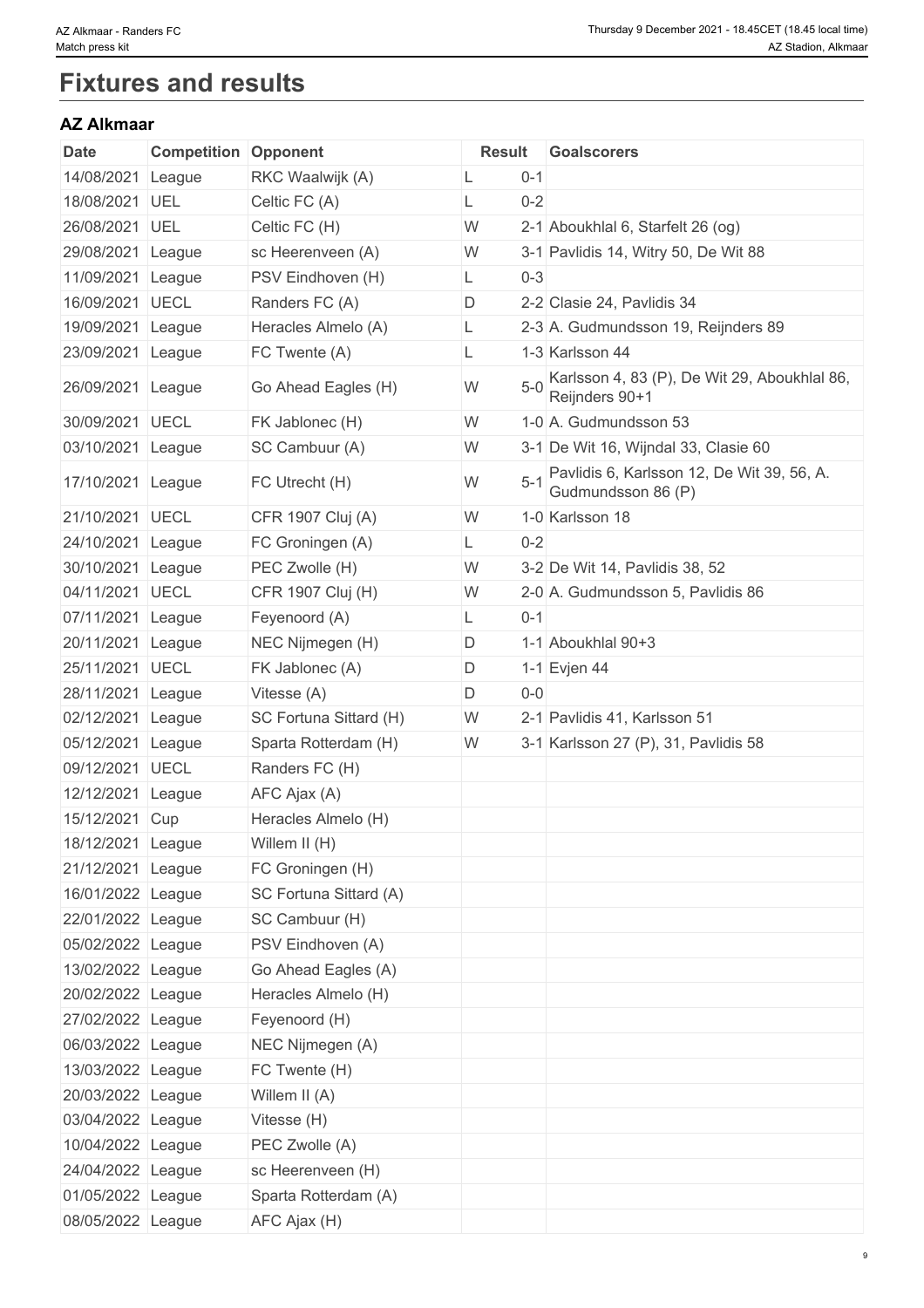# Fixtures and results

### AZ Alkmaar

| Date | Competition | Opponent | Result | | Goalscorers |
|---|---|---|---|---|---|
| 14/08/2021 | League | RKC Waalwijk (A) | L | 0-1 | |
| 18/08/2021 | UEL | Celtic FC (A) | L | 0-2 | |
| 26/08/2021 | UEL | Celtic FC (H) | W | 2-1 | Aboukhlal 6, Starfelt 26 (og) |
| 29/08/2021 | League | sc Heerenveen (A) | W | 3-1 | Pavlidis 14, Witry 50, De Wit 88 |
| 11/09/2021 | League | PSV Eindhoven (H) | L | 0-3 | |
| 16/09/2021 | UECL | Randers FC (A) | D | 2-2 | Clasie 24, Pavlidis 34 |
| 19/09/2021 | League | Heracles Almelo (A) | L | 2-3 | A. Gudmundsson 19, Reijnders 89 |
| 23/09/2021 | League | FC Twente (A) | L | 1-3 | Karlsson 44 |
| 26/09/2021 | League | Go Ahead Eagles (H) | W | 5-0 | Karlsson 4, 83 (P), De Wit 29, Aboukhlal 86, Reijnders 90+1 |
| 30/09/2021 | UECL | FK Jablonec (H) | W | 1-0 | A. Gudmundsson 53 |
| 03/10/2021 | League | SC Cambuur (A) | W | 3-1 | De Wit 16, Wijndal 33, Clasie 60 |
| 17/10/2021 | League | FC Utrecht (H) | W | 5-1 | Pavlidis 6, Karlsson 12, De Wit 39, 56, A. Gudmundsson 86 (P) |
| 21/10/2021 | UECL | CFR 1907 Cluj (A) | W | 1-0 | Karlsson 18 |
| 24/10/2021 | League | FC Groningen (A) | L | 0-2 | |
| 30/10/2021 | League | PEC Zwolle (H) | W | 3-2 | De Wit 14, Pavlidis 38, 52 |
| 04/11/2021 | UECL | CFR 1907 Cluj (H) | W | 2-0 | A. Gudmundsson 5, Pavlidis 86 |
| 07/11/2021 | League | Feyenoord (A) | L | 0-1 | |
| 20/11/2021 | League | NEC Nijmegen (H) | D | 1-1 | Aboukhlal 90+3 |
| 25/11/2021 | UECL | FK Jablonec (A) | D | 1-1 | Evjen 44 |
| 28/11/2021 | League | Vitesse (A) | D | 0-0 | |
| 02/12/2021 | League | SC Fortuna Sittard (H) | W | 2-1 | Pavlidis 41, Karlsson 51 |
| 05/12/2021 | League | Sparta Rotterdam (H) | W | 3-1 | Karlsson 27 (P), 31, Pavlidis 58 |
| 09/12/2021 | UECL | Randers FC (H) | | | |
| 12/12/2021 | League | AFC Ajax (A) | | | |
| 15/12/2021 | Cup | Heracles Almelo (H) | | | |
| 18/12/2021 | League | Willem II (H) | | | |
| 21/12/2021 | League | FC Groningen (H) | | | |
| 16/01/2022 | League | SC Fortuna Sittard (A) | | | |
| 22/01/2022 | League | SC Cambuur (H) | | | |
| 05/02/2022 | League | PSV Eindhoven (A) | | | |
| 13/02/2022 | League | Go Ahead Eagles (A) | | | |
| 20/02/2022 | League | Heracles Almelo (H) | | | |
| 27/02/2022 | League | Feyenoord (H) | | | |
| 06/03/2022 | League | NEC Nijmegen (A) | | | |
| 13/03/2022 | League | FC Twente (H) | | | |
| 20/03/2022 | League | Willem II (A) | | | |
| 03/04/2022 | League | Vitesse (H) | | | |
| 10/04/2022 | League | PEC Zwolle (A) | | | |
| 24/04/2022 | League | sc Heerenveen (H) | | | |
| 01/05/2022 | League | Sparta Rotterdam (A) | | | |
| 08/05/2022 | League | AFC Ajax (H) | | | |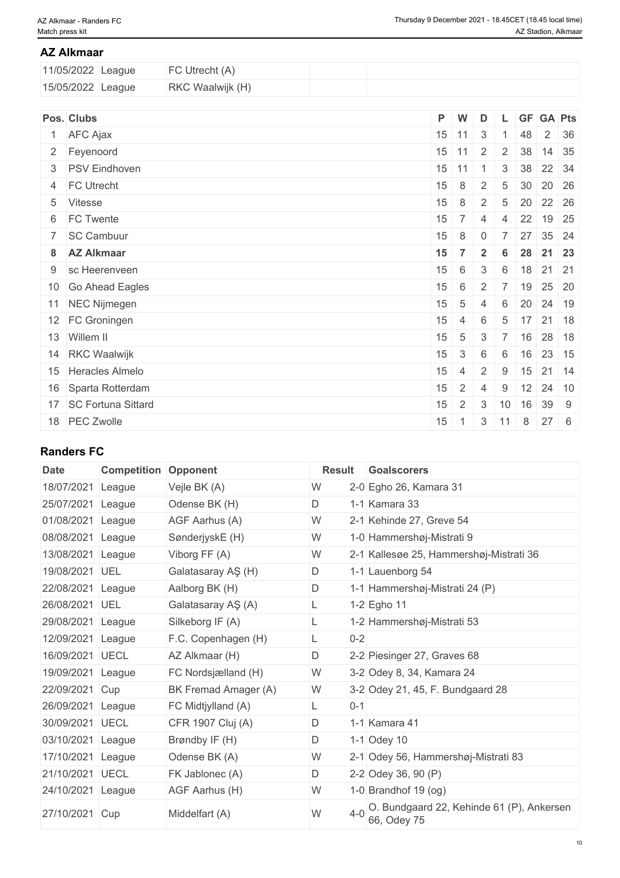## AZ Alkmaar

| | | | | |
|---|---|---|---|---|
| 11/05/2022 | League | FC Utrecht (A) | | |
| 15/05/2022 | League | RKC Waalwijk (H) | | |

| Pos. | Clubs | P | W | D | L | GF | GA | Pts |
|---|---|---|---|---|---|---|---|---|
| 1 | AFC Ajax | 15 | 11 | 3 | 1 | 48 | 2 | 36 |
| 2 | Feyenoord | 15 | 11 | 2 | 2 | 38 | 14 | 35 |
| 3 | PSV Eindhoven | 15 | 11 | 1 | 3 | 38 | 22 | 34 |
| 4 | FC Utrecht | 15 | 8 | 2 | 5 | 30 | 20 | 26 |
| 5 | Vitesse | 15 | 8 | 2 | 5 | 20 | 22 | 26 |
| 6 | FC Twente | 15 | 7 | 4 | 4 | 22 | 19 | 25 |
| 7 | SC Cambuur | 15 | 8 | 0 | 7 | 27 | 35 | 24 |
| **8** | **AZ Alkmaar** | **15** | **7** | **2** | **6** | **28** | **21** | **23** |
| 9 | sc Heerenveen | 15 | 6 | 3 | 6 | 18 | 21 | 21 |
| 10 | Go Ahead Eagles | 15 | 6 | 2 | 7 | 19 | 25 | 20 |
| 11 | NEC Nijmegen | 15 | 5 | 4 | 6 | 20 | 24 | 19 |
| 12 | FC Groningen | 15 | 4 | 6 | 5 | 17 | 21 | 18 |
| 13 | Willem II | 15 | 5 | 3 | 7 | 16 | 28 | 18 |
| 14 | RKC Waalwijk | 15 | 3 | 6 | 6 | 16 | 23 | 15 |
| 15 | Heracles Almelo | 15 | 4 | 2 | 9 | 15 | 21 | 14 |
| 16 | Sparta Rotterdam | 15 | 2 | 4 | 9 | 12 | 24 | 10 |
| 17 | SC Fortuna Sittard | 15 | 2 | 3 | 10 | 16 | 39 | 9 |
| 18 | PEC Zwolle | 15 | 1 | 3 | 11 | 8 | 27 | 6 |

## Randers FC

| Date | Competition | Opponent | Result | | Goalscorers |
|---|---|---|---|---|---|
| 18/07/2021 | League | Vejle BK (A) | W | 2-0 | Egho 26, Kamara 31 |
| 25/07/2021 | League | Odense BK (H) | D | 1-1 | Kamara 33 |
| 01/08/2021 | League | AGF Aarhus (A) | W | 2-1 | Kehinde 27, Greve 54 |
| 08/08/2021 | League | SønderjyskE (H) | W | 1-0 | Hammershøj-Mistrati 9 |
| 13/08/2021 | League | Viborg FF (A) | W | 2-1 | Kallesøe 25, Hammershøj-Mistrati 36 |
| 19/08/2021 | UEL | Galatasaray AŞ (H) | D | 1-1 | Lauenborg 54 |
| 22/08/2021 | League | Aalborg BK (H) | D | 1-1 | Hammershøj-Mistrati 24 (P) |
| 26/08/2021 | UEL | Galatasaray AŞ (A) | L | 1-2 | Egho 11 |
| 29/08/2021 | League | Silkeborg IF (A) | L | 1-2 | Hammershøj-Mistrati 53 |
| 12/09/2021 | League | F.C. Copenhagen (H) | L | 0-2 | |
| 16/09/2021 | UECL | AZ Alkmaar (H) | D | 2-2 | Piesinger 27, Graves 68 |
| 19/09/2021 | League | FC Nordsjælland (H) | W | 3-2 | Odey 8, 34, Kamara 24 |
| 22/09/2021 | Cup | BK Fremad Amager (A) | W | 3-2 | Odey 21, 45, F. Bundgaard 28 |
| 26/09/2021 | League | FC Midtjylland (A) | L | 0-1 | |
| 30/09/2021 | UECL | CFR 1907 Cluj (A) | D | 1-1 | Kamara 41 |
| 03/10/2021 | League | Brøndby IF (H) | D | 1-1 | Odey 10 |
| 17/10/2021 | League | Odense BK (A) | W | 2-1 | Odey 56, Hammershøj-Mistrati 83 |
| 21/10/2021 | UECL | FK Jablonec (A) | D | 2-2 | Odey 36, 90 (P) |
| 24/10/2021 | League | AGF Aarhus (H) | W | 1-0 | Brandhof 19 (og) |
| 27/10/2021 | Cup | Middelfart (A) | W | 4-0 | O. Bundgaard 22, Kehinde 61 (P), Ankersen 66, Odey 75 |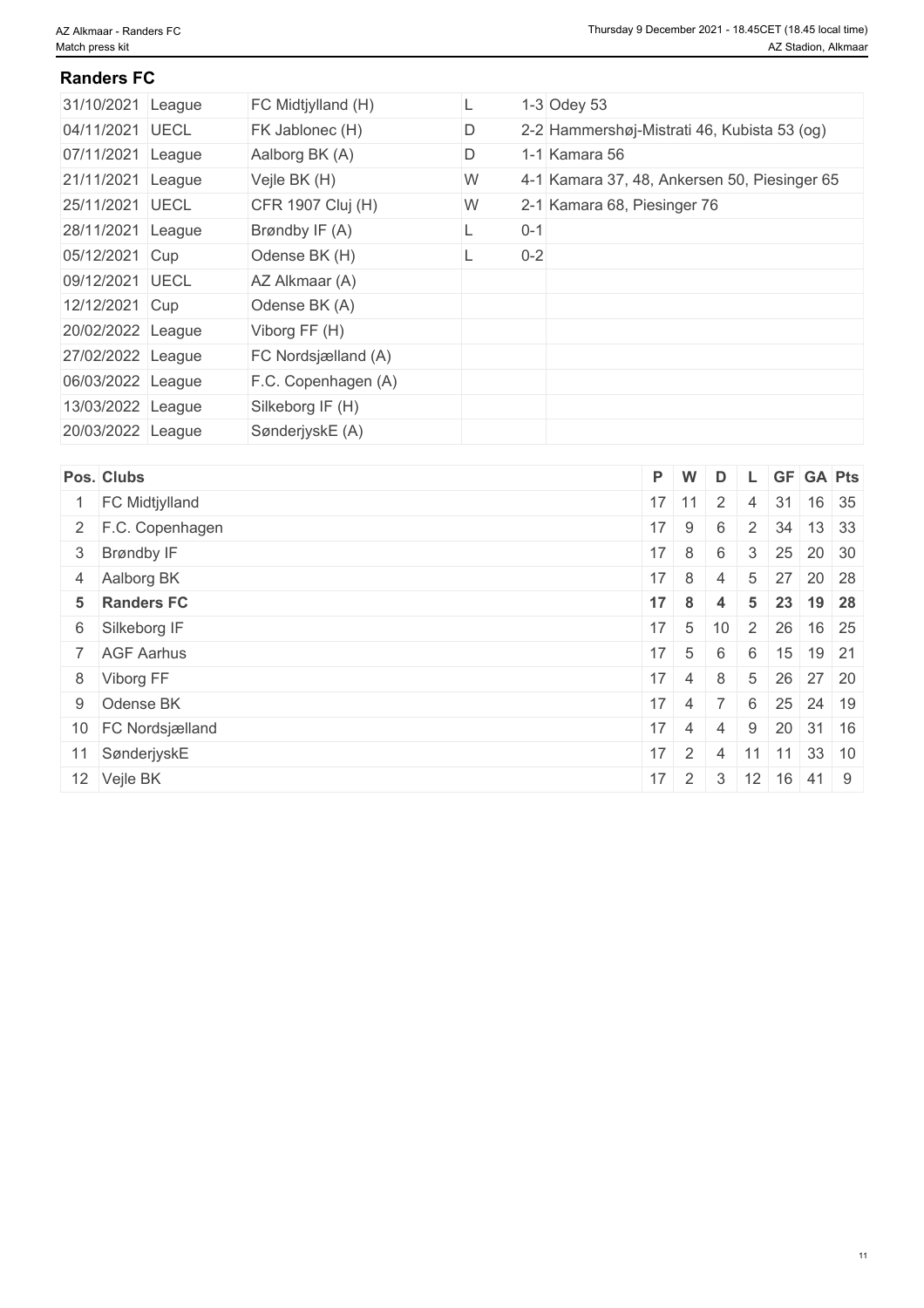## Randers FC

| Date | Competition | Opponent | Result | Score | Scorers |
|---|---|---|---|---|---|
| 31/10/2021 | League | FC Midtjylland (H) | L | 1-3 | Odey 53 |
| 04/11/2021 | UECL | FK Jablonec (H) | D | 2-2 | Hammershøj-Mistrati 46, Kubista 53 (og) |
| 07/11/2021 | League | Aalborg BK (A) | D | 1-1 | Kamara 56 |
| 21/11/2021 | League | Vejle BK (H) | W | 4-1 | Kamara 37, 48, Ankersen 50, Piesinger 65 |
| 25/11/2021 | UECL | CFR 1907 Cluj (H) | W | 2-1 | Kamara 68, Piesinger 76 |
| 28/11/2021 | League | Brøndby IF (A) | L | 0-1 | |
| 05/12/2021 | Cup | Odense BK (H) | L | 0-2 | |
| 09/12/2021 | UECL | AZ Alkmaar (A) | | | |
| 12/12/2021 | Cup | Odense BK (A) | | | |
| 20/02/2022 | League | Viborg FF (H) | | | |
| 27/02/2022 | League | FC Nordsjælland (A) | | | |
| 06/03/2022 | League | F.C. Copenhagen (A) | | | |
| 13/03/2022 | League | Silkeborg IF (H) | | | |
| 20/03/2022 | League | SønderjyskE (A) | | | |

| Pos. | Clubs | P | W | D | L | GF | GA | Pts |
|---|---|---|---|---|---|---|---|---|
| 1 | FC Midtjylland | 17 | 11 | 2 | 4 | 31 | 16 | 35 |
| 2 | F.C. Copenhagen | 17 | 9 | 6 | 2 | 34 | 13 | 33 |
| 3 | Brøndby IF | 17 | 8 | 6 | 3 | 25 | 20 | 30 |
| 4 | Aalborg BK | 17 | 8 | 4 | 5 | 27 | 20 | 28 |
| **5** | **Randers FC** | **17** | **8** | **4** | **5** | **23** | **19** | **28** |
| 6 | Silkeborg IF | 17 | 5 | 10 | 2 | 26 | 16 | 25 |
| 7 | AGF Aarhus | 17 | 5 | 6 | 6 | 15 | 19 | 21 |
| 8 | Viborg FF | 17 | 4 | 8 | 5 | 26 | 27 | 20 |
| 9 | Odense BK | 17 | 4 | 7 | 6 | 25 | 24 | 19 |
| 10 | FC Nordsjælland | 17 | 4 | 4 | 9 | 20 | 31 | 16 |
| 11 | SønderjyskE | 17 | 2 | 4 | 11 | 11 | 33 | 10 |
| 12 | Vejle BK | 17 | 2 | 3 | 12 | 16 | 41 | 9 |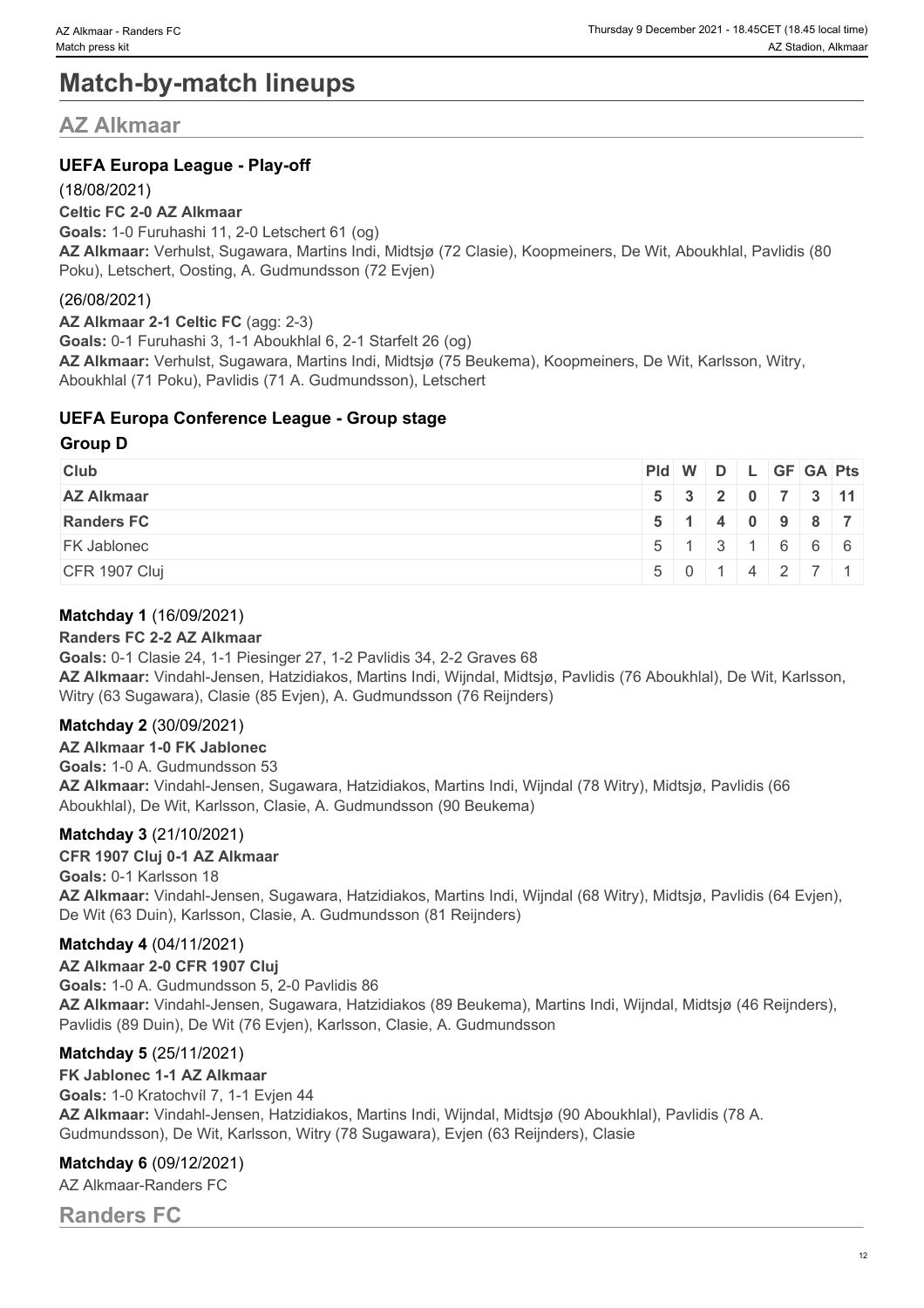# Match-by-match lineups

## AZ Alkmaar

### UEFA Europa League - Play-off

(18/08/2021)

**Celtic FC 2-0 AZ Alkmaar**

**Goals:** 1-0 Furuhashi 11, 2-0 Letschert 61 (og)

**AZ Alkmaar:** Verhulst, Sugawara, Martins Indi, Midtsjø (72 Clasie), Koopmeiners, De Wit, Aboukhlal, Pavlidis (80 Poku), Letschert, Oosting, A. Gudmundsson (72 Evjen)

(26/08/2021)

**AZ Alkmaar 2-1 Celtic FC** (agg: 2-3)

**Goals:** 0-1 Furuhashi 3, 1-1 Aboukhlal 6, 2-1 Starfelt 26 (og)

**AZ Alkmaar:** Verhulst, Sugawara, Martins Indi, Midtsjø (75 Beukema), Koopmeiners, De Wit, Karlsson, Witry, Aboukhlal (71 Poku), Pavlidis (71 A. Gudmundsson), Letschert

### UEFA Europa Conference League - Group stage

**Group D**

| Club | Pld | W | D | L | GF | GA | Pts |
|---|---|---|---|---|---|---|---|
| **AZ Alkmaar** | **5** | **3** | **2** | **0** | **7** | **3** | **11** |
| **Randers FC** | **5** | **1** | **4** | **0** | **9** | **8** | **7** |
| FK Jablonec | 5 | 1 | 3 | 1 | 6 | 6 | 6 |
| CFR 1907 Cluj | 5 | 0 | 1 | 4 | 2 | 7 | 1 |

**Matchday 1** (16/09/2021)

**Randers FC 2-2 AZ Alkmaar**

**Goals:** 0-1 Clasie 24, 1-1 Piesinger 27, 1-2 Pavlidis 34, 2-2 Graves 68

**AZ Alkmaar:** Vindahl-Jensen, Hatzidiakos, Martins Indi, Wijndal, Midtsjø, Pavlidis (76 Aboukhlal), De Wit, Karlsson, Witry (63 Sugawara), Clasie (85 Evjen), A. Gudmundsson (76 Reijnders)

**Matchday 2** (30/09/2021)

**AZ Alkmaar 1-0 FK Jablonec**

**Goals:** 1-0 A. Gudmundsson 53

**AZ Alkmaar:** Vindahl-Jensen, Sugawara, Hatzidiakos, Martins Indi, Wijndal (78 Witry), Midtsjø, Pavlidis (66 Aboukhlal), De Wit, Karlsson, Clasie, A. Gudmundsson (90 Beukema)

**Matchday 3** (21/10/2021)

**CFR 1907 Cluj 0-1 AZ Alkmaar**

**Goals:** 0-1 Karlsson 18

**AZ Alkmaar:** Vindahl-Jensen, Sugawara, Hatzidiakos, Martins Indi, Wijndal (68 Witry), Midtsjø, Pavlidis (64 Evjen), De Wit (63 Duin), Karlsson, Clasie, A. Gudmundsson (81 Reijnders)

**Matchday 4** (04/11/2021)

**AZ Alkmaar 2-0 CFR 1907 Cluj**

**Goals:** 1-0 A. Gudmundsson 5, 2-0 Pavlidis 86

**AZ Alkmaar:** Vindahl-Jensen, Sugawara, Hatzidiakos (89 Beukema), Martins Indi, Wijndal, Midtsjø (46 Reijnders), Pavlidis (89 Duin), De Wit (76 Evjen), Karlsson, Clasie, A. Gudmundsson

**Matchday 5** (25/11/2021)

**FK Jablonec 1-1 AZ Alkmaar**

**Goals:** 1-0 Kratochvíl 7, 1-1 Evjen 44

**AZ Alkmaar:** Vindahl-Jensen, Hatzidiakos, Martins Indi, Wijndal, Midtsjø (90 Aboukhlal), Pavlidis (78 A. Gudmundsson), De Wit, Karlsson, Witry (78 Sugawara), Evjen (63 Reijnders), Clasie

**Matchday 6** (09/12/2021)

AZ Alkmaar-Randers FC

## Randers FC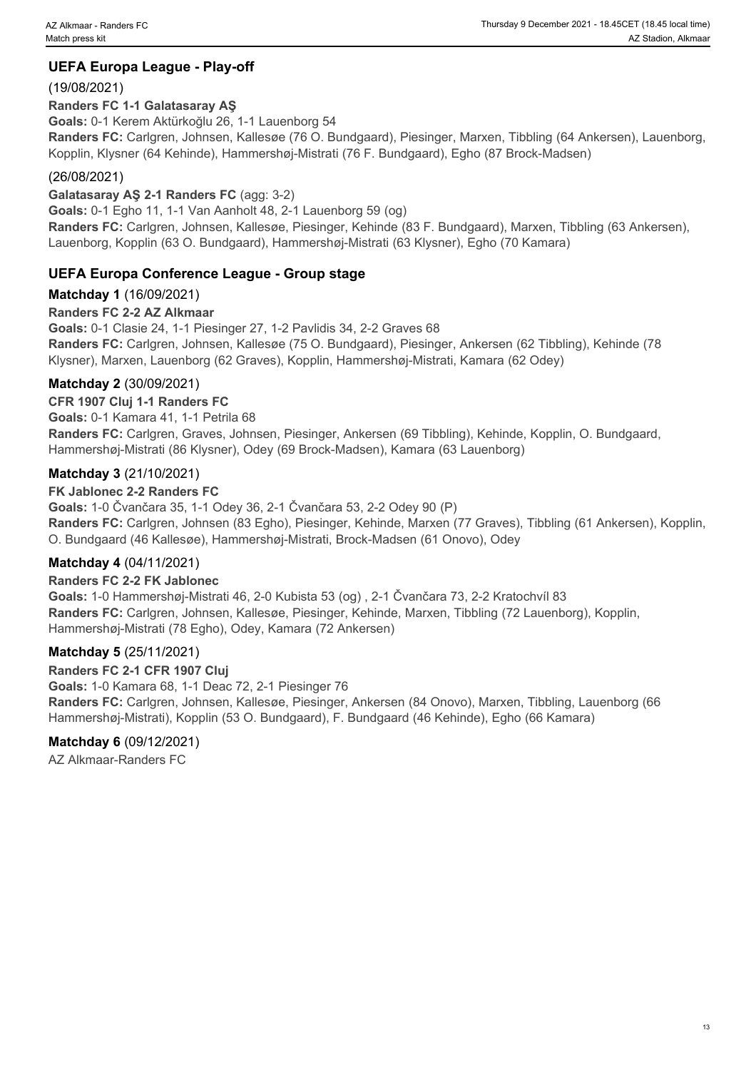## UEFA Europa League - Play-off

(19/08/2021)

**Randers FC 1-1 Galatasaray AŞ**

**Goals:** 0-1 Kerem Aktürkoğlu 26, 1-1 Lauenborg 54

**Randers FC:** Carlgren, Johnsen, Kallesøe (76 O. Bundgaard), Piesinger, Marxen, Tibbling (64 Ankersen), Lauenborg, Kopplin, Klysner (64 Kehinde), Hammershøj-Mistrati (76 F. Bundgaard), Egho (87 Brock-Madsen)

(26/08/2021)

**Galatasaray AŞ 2-1 Randers FC** (agg: 3-2)

**Goals:** 0-1 Egho 11, 1-1 Van Aanholt 48, 2-1 Lauenborg 59 (og)

**Randers FC:** Carlgren, Johnsen, Kallesøe, Piesinger, Kehinde (83 F. Bundgaard), Marxen, Tibbling (63 Ankersen), Lauenborg, Kopplin (63 O. Bundgaard), Hammershøj-Mistrati (63 Klysner), Egho (70 Kamara)

## UEFA Europa Conference League - Group stage

### Matchday 1 (16/09/2021)

**Randers FC 2-2 AZ Alkmaar**

**Goals:** 0-1 Clasie 24, 1-1 Piesinger 27, 1-2 Pavlidis 34, 2-2 Graves 68

**Randers FC:** Carlgren, Johnsen, Kallesøe (75 O. Bundgaard), Piesinger, Ankersen (62 Tibbling), Kehinde (78 Klysner), Marxen, Lauenborg (62 Graves), Kopplin, Hammershøj-Mistrati, Kamara (62 Odey)

### Matchday 2 (30/09/2021)

**CFR 1907 Cluj 1-1 Randers FC**

**Goals:** 0-1 Kamara 41, 1-1 Petrila 68

**Randers FC:** Carlgren, Graves, Johnsen, Piesinger, Ankersen (69 Tibbling), Kehinde, Kopplin, O. Bundgaard, Hammershøj-Mistrati (86 Klysner), Odey (69 Brock-Madsen), Kamara (63 Lauenborg)

### Matchday 3 (21/10/2021)

**FK Jablonec 2-2 Randers FC**

**Goals:** 1-0 Čvančara 35, 1-1 Odey 36, 2-1 Čvančara 53, 2-2 Odey 90 (P)

**Randers FC:** Carlgren, Johnsen (83 Egho), Piesinger, Kehinde, Marxen (77 Graves), Tibbling (61 Ankersen), Kopplin, O. Bundgaard (46 Kallesøe), Hammershøj-Mistrati, Brock-Madsen (61 Onovo), Odey

### Matchday 4 (04/11/2021)

**Randers FC 2-2 FK Jablonec**

**Goals:** 1-0 Hammershøj-Mistrati 46, 2-0 Kubista 53 (og) , 2-1 Čvančara 73, 2-2 Kratochvíl 83

**Randers FC:** Carlgren, Johnsen, Kallesøe, Piesinger, Kehinde, Marxen, Tibbling (72 Lauenborg), Kopplin, Hammershøj-Mistrati (78 Egho), Odey, Kamara (72 Ankersen)

### Matchday 5 (25/11/2021)

**Randers FC 2-1 CFR 1907 Cluj**

**Goals:** 1-0 Kamara 68, 1-1 Deac 72, 2-1 Piesinger 76

**Randers FC:** Carlgren, Johnsen, Kallesøe, Piesinger, Ankersen (84 Onovo), Marxen, Tibbling, Lauenborg (66 Hammershøj-Mistrati), Kopplin (53 O. Bundgaard), F. Bundgaard (46 Kehinde), Egho (66 Kamara)

### Matchday 6 (09/12/2021)

AZ Alkmaar-Randers FC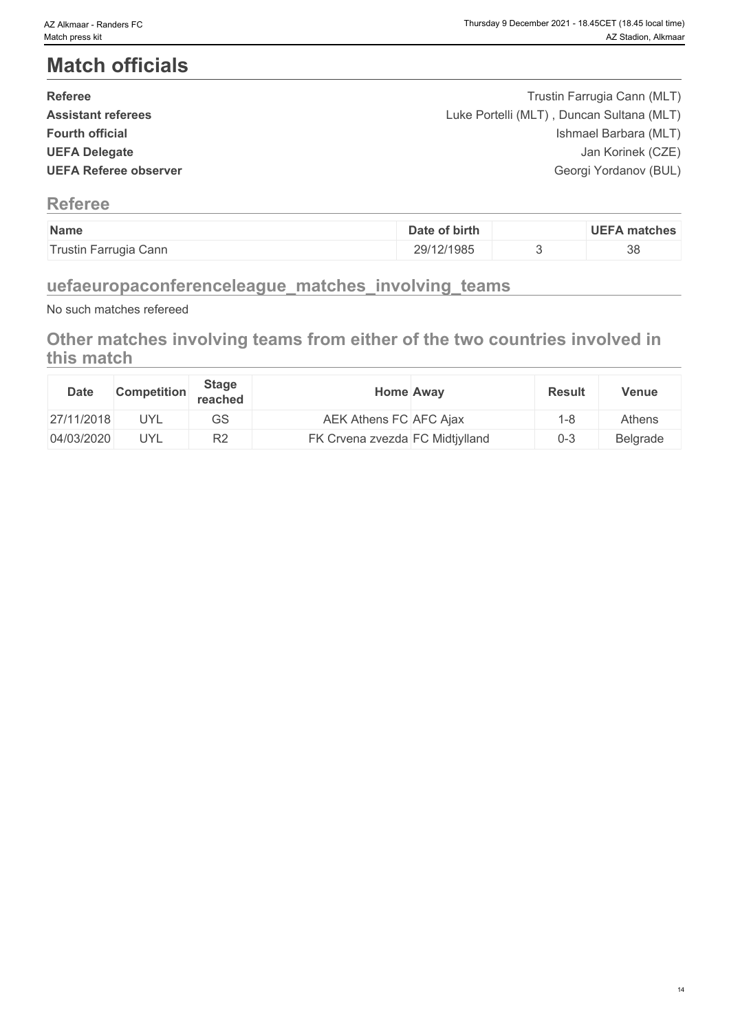# Match officials

| | |
|---|---|
| **Referee** | Trustin Farrugia Cann (MLT) |
| **Assistant referees** | Luke Portelli (MLT) , Duncan Sultana (MLT) |
| **Fourth official** | Ishmael Barbara (MLT) |
| **UEFA Delegate** | Jan Korinek (CZE) |
| **UEFA Referee observer** | Georgi Yordanov (BUL) |

## Referee

| Name | Date of birth | | UEFA matches |
|---|---|---|---|
| Trustin Farrugia Cann | 29/12/1985 | 3 | 38 |

## uefaeuropaconferenceleague_matches_involving_teams

No such matches refereed

## Other matches involving teams from either of the two countries involved in this match

| Date | Competition | Stage reached | Home | Away | Result | Venue |
|---|---|---|---|---|---|---|
| 27/11/2018 | UYL | GS | AEK Athens FC | AFC Ajax | 1-8 | Athens |
| 04/03/2020 | UYL | R2 | FK Crvena zvezda | FC Midtjylland | 0-3 | Belgrade |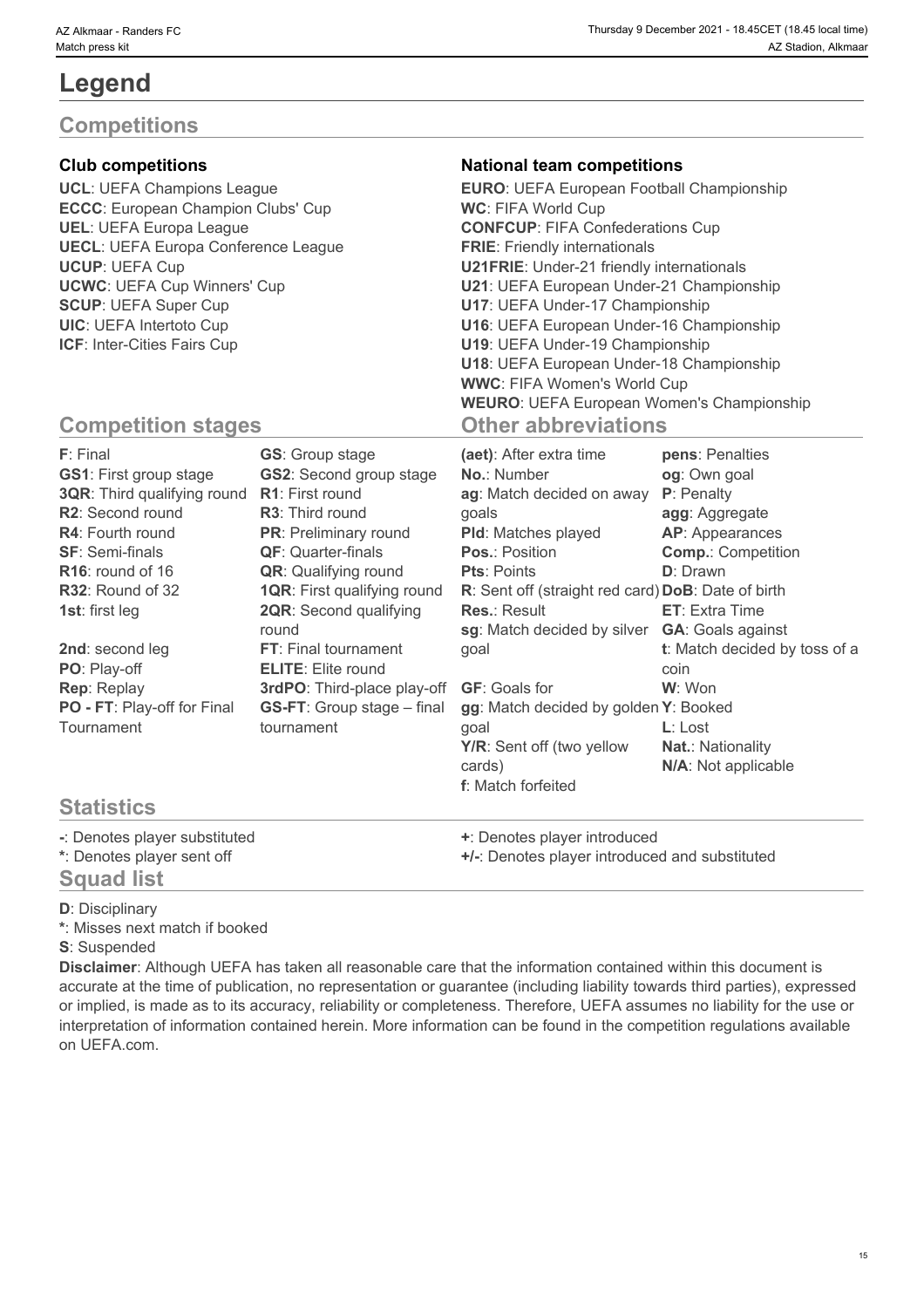# Legend

## Competitions

### Club competitions

**UCL**: UEFA Champions League
**ECCC**: European Champion Clubs' Cup
**UEL**: UEFA Europa League
**UECL**: UEFA Europa Conference League
**UCUP**: UEFA Cup
**UCWC**: UEFA Cup Winners' Cup
**SCUP**: UEFA Super Cup
**UIC**: UEFA Intertoto Cup
**ICF**: Inter-Cities Fairs Cup

### National team competitions

**EURO**: UEFA European Football Championship
**WC**: FIFA World Cup
**CONFCUP**: FIFA Confederations Cup
**FRIE**: Friendly internationals
**U21FRIE**: Under-21 friendly internationals
**U21**: UEFA European Under-21 Championship
**U17**: UEFA Under-17 Championship
**U16**: UEFA European Under-16 Championship
**U19**: UEFA Under-19 Championship
**U18**: UEFA European Under-18 Championship
**WWC**: FIFA Women's World Cup
**WEURO**: UEFA European Women's Championship

## Competition stages

**F**: Final
**GS1**: First group stage
**3QR**: Third qualifying round
**R2**: Second round
**R4**: Fourth round
**SF**: Semi-finals
**R16**: round of 16
**R32**: Round of 32
**1st**: first leg
**2nd**: second leg
**PO**: Play-off
**Rep**: Replay
**PO - FT**: Play-off for Final Tournament
**GS**: Group stage
**GS2**: Second group stage
**R1**: First round
**R3**: Third round
**PR**: Preliminary round
**QF**: Quarter-finals
**QR**: Qualifying round
**1QR**: First qualifying round
**2QR**: Second qualifying round
**FT**: Final tournament
**ELITE**: Elite round
**3rdPO**: Third-place play-off
**GS-FT**: Group stage – final tournament

## Other abbreviations

**(aet)**: After extra time
**No.**: Number
**ag**: Match decided on away goals
**Pld**: Matches played
**Pos.**: Position
**Pts**: Points
**R**: Sent off (straight red card)
**Res.**: Result
**sg**: Match decided by silver goal
**GF**: Goals for
**gg**: Match decided by golden goal
**Y/R**: Sent off (two yellow cards)
**f**: Match forfeited
**pens**: Penalties
**og**: Own goal
**P**: Penalty
**agg**: Aggregate
**AP**: Appearances
**Comp.**: Competition
**D**: Drawn
**DoB**: Date of birth
**ET**: Extra Time
**GA**: Goals against
**t**: Match decided by toss of a coin
**W**: Won
**Y**: Booked
**L**: Lost
**Nat.**: Nationality
**N/A**: Not applicable

## Statistics

**-**: Denotes player substituted
**+**: Denotes player introduced
**\***: Denotes player sent off
**+/-**: Denotes player introduced and substituted

## Squad list

**D**: Disciplinary
**\***: Misses next match if booked
**S**: Suspended

**Disclaimer**: Although UEFA has taken all reasonable care that the information contained within this document is accurate at the time of publication, no representation or guarantee (including liability towards third parties), expressed or implied, is made as to its accuracy, reliability or completeness. Therefore, UEFA assumes no liability for the use or interpretation of information contained herein. More information can be found in the competition regulations available on UEFA.com.